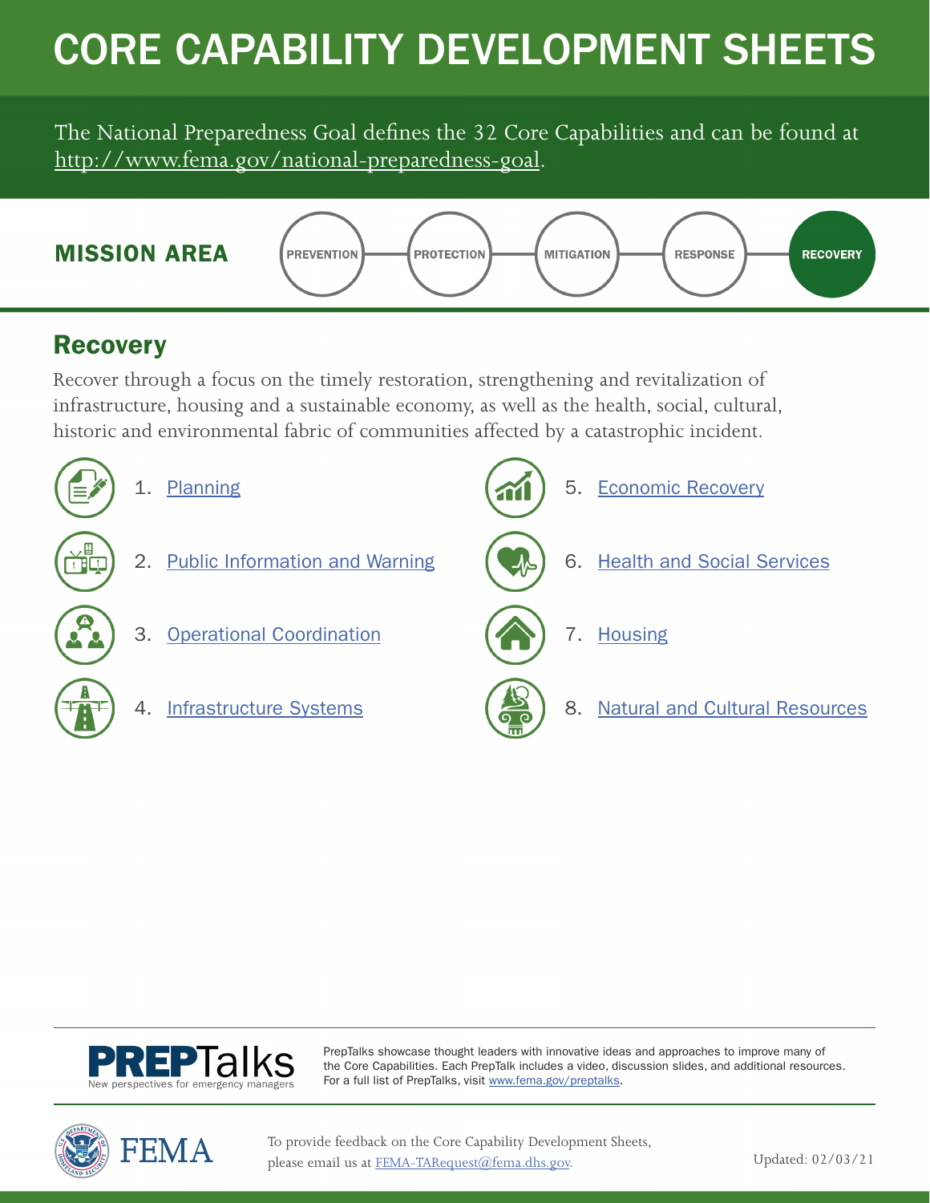# CORE CAPABILITY DEVELOPMENT SHEETS

The National Preparedness Goal defines the 32 Core Capabilities and can be found at http://www.fema.gov/national-preparedness-goal.

**MISSION AREA**

PREVENTION — PROTECTION — MITIGATION — RESPONSE — **RECOVERY**

## Recovery

Recover through a focus on the timely restoration, strengthening and revitalization of infrastructure, housing and a sustainable economy, as well as the health, social, cultural, historic and environmental fabric of communities affected by a catastrophic incident.

1. Planning
2. Public Information and Warning
3. Operational Coordination
4. Infrastructure Systems
5. Economic Recovery
6. Health and Social Services
7. Housing
8. Natural and Cultural Resources

**PREPTalks** New perspectives for emergency managers

PrepTalks showcase thought leaders with innovative ideas and approaches to improve many of the Core Capabilities. Each PrepTalk includes a video, discussion slides, and additional resources. For a full list of PrepTalks, visit www.fema.gov/preptalks.

FEMA

To provide feedback on the Core Capability Development Sheets, please email us at FEMA-TARequest@fema.dhs.gov.

Updated: 02/03/21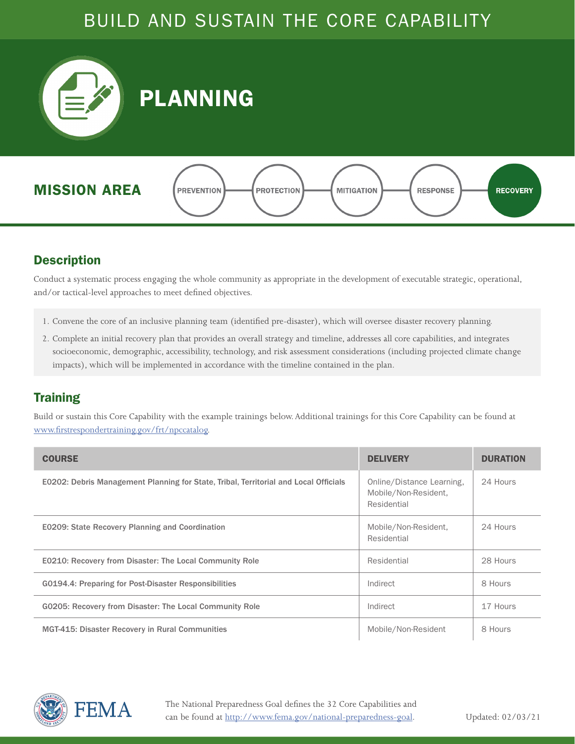# BUILD AND SUSTAIN THE CORE CAPABILITY

# PLANNING

## MISSION AREA

PREVENTION — PROTECTION — MITIGATION — RESPONSE — **RECOVERY**

## Description

Conduct a systematic process engaging the whole community as appropriate in the development of executable strategic, operational, and/or tactical-level approaches to meet defined objectives.

1. Convene the core of an inclusive planning team (identified pre-disaster), which will oversee disaster recovery planning.
2. Complete an initial recovery plan that provides an overall strategy and timeline, addresses all core capabilities, and integrates socioeconomic, demographic, accessibility, technology, and risk assessment considerations (including projected climate change impacts), which will be implemented in accordance with the timeline contained in the plan.

## Training

Build or sustain this Core Capability with the example trainings below. Additional trainings for this Core Capability can be found at www.firstrespondertraining.gov/frt/npccatalog.

| COURSE | DELIVERY | DURATION |
|---|---|---|
| E0202: Debris Management Planning for State, Tribal, Territorial and Local Officials | Online/Distance Learning, Mobile/Non-Resident, Residential | 24 Hours |
| E0209: State Recovery Planning and Coordination | Mobile/Non-Resident, Residential | 24 Hours |
| E0210: Recovery from Disaster: The Local Community Role | Residential | 28 Hours |
| G0194.4: Preparing for Post-Disaster Responsibilities | Indirect | 8 Hours |
| G0205: Recovery from Disaster: The Local Community Role | Indirect | 17 Hours |
| MGT-415: Disaster Recovery in Rural Communities | Mobile/Non-Resident | 8 Hours |

FEMA

The National Preparedness Goal defines the 32 Core Capabilities and can be found at http://www.fema.gov/national-preparedness-goal.

Updated: 02/03/21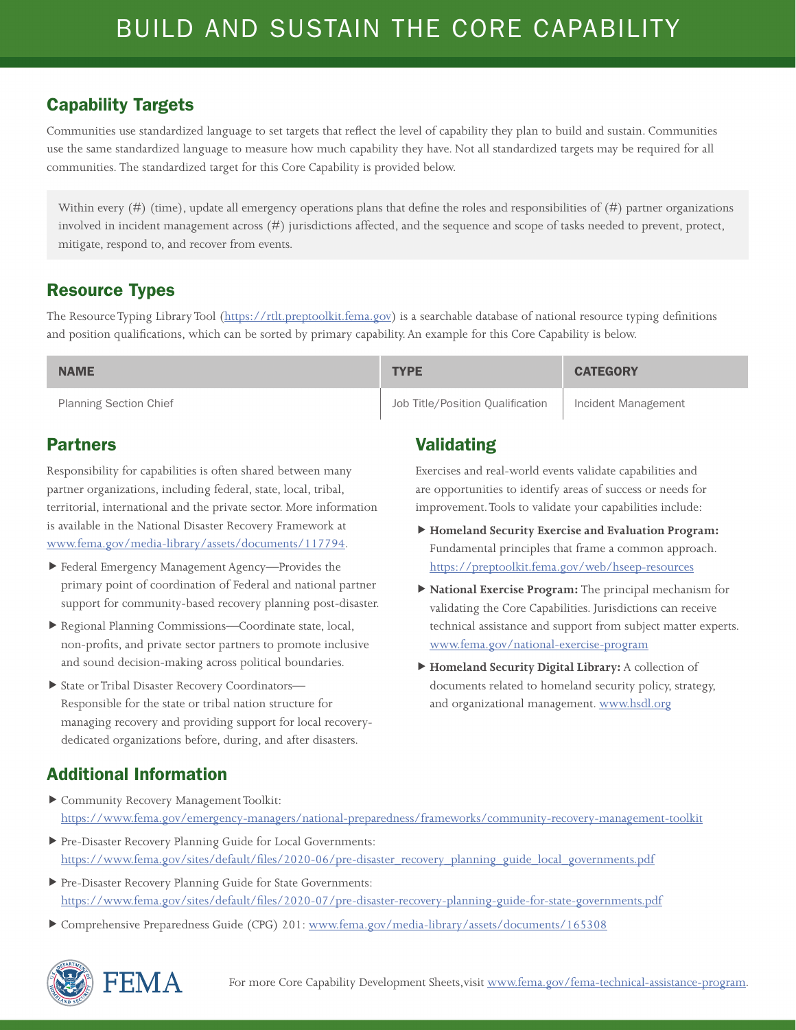# BUILD AND SUSTAIN THE CORE CAPABILITY

## Capability Targets

Communities use standardized language to set targets that reflect the level of capability they plan to build and sustain. Communities use the same standardized language to measure how much capability they have. Not all standardized targets may be required for all communities. The standardized target for this Core Capability is provided below.

> Within every (#) (time), update all emergency operations plans that define the roles and responsibilities of (#) partner organizations involved in incident management across (#) jurisdictions affected, and the sequence and scope of tasks needed to prevent, protect, mitigate, respond to, and recover from events.

## Resource Types

The Resource Typing Library Tool (https://rtlt.preptoolkit.fema.gov) is a searchable database of national resource typing definitions and position qualifications, which can be sorted by primary capability. An example for this Core Capability is below.

| NAME | TYPE | CATEGORY |
|---|---|---|
| Planning Section Chief | Job Title/Position Qualification | Incident Management |

## Partners

Responsibility for capabilities is often shared between many partner organizations, including federal, state, local, tribal, territorial, international and the private sector. More information is available in the National Disaster Recovery Framework at www.fema.gov/media-library/assets/documents/117794.

- Federal Emergency Management Agency—Provides the primary point of coordination of Federal and national partner support for community-based recovery planning post-disaster.
- Regional Planning Commissions—Coordinate state, local, non-profits, and private sector partners to promote inclusive and sound decision-making across political boundaries.
- State or Tribal Disaster Recovery Coordinators—Responsible for the state or tribal nation structure for managing recovery and providing support for local recovery-dedicated organizations before, during, and after disasters.

## Validating

Exercises and real-world events validate capabilities and are opportunities to identify areas of success or needs for improvement. Tools to validate your capabilities include:

- **Homeland Security Exercise and Evaluation Program:** Fundamental principles that frame a common approach. https://preptoolkit.fema.gov/web/hseep-resources
- **National Exercise Program:** The principal mechanism for validating the Core Capabilities. Jurisdictions can receive technical assistance and support from subject matter experts. www.fema.gov/national-exercise-program
- **Homeland Security Digital Library:** A collection of documents related to homeland security policy, strategy, and organizational management. www.hsdl.org

## Additional Information

- Community Recovery Management Toolkit: https://www.fema.gov/emergency-managers/national-preparedness/frameworks/community-recovery-management-toolkit
- Pre-Disaster Recovery Planning Guide for Local Governments: https://www.fema.gov/sites/default/files/2020-06/pre-disaster_recovery_planning_guide_local_governments.pdf
- Pre-Disaster Recovery Planning Guide for State Governments: https://www.fema.gov/sites/default/files/2020-07/pre-disaster-recovery-planning-guide-for-state-governments.pdf
- Comprehensive Preparedness Guide (CPG) 201: www.fema.gov/media-library/assets/documents/165308

For more Core Capability Development Sheets, visit www.fema.gov/fema-technical-assistance-program.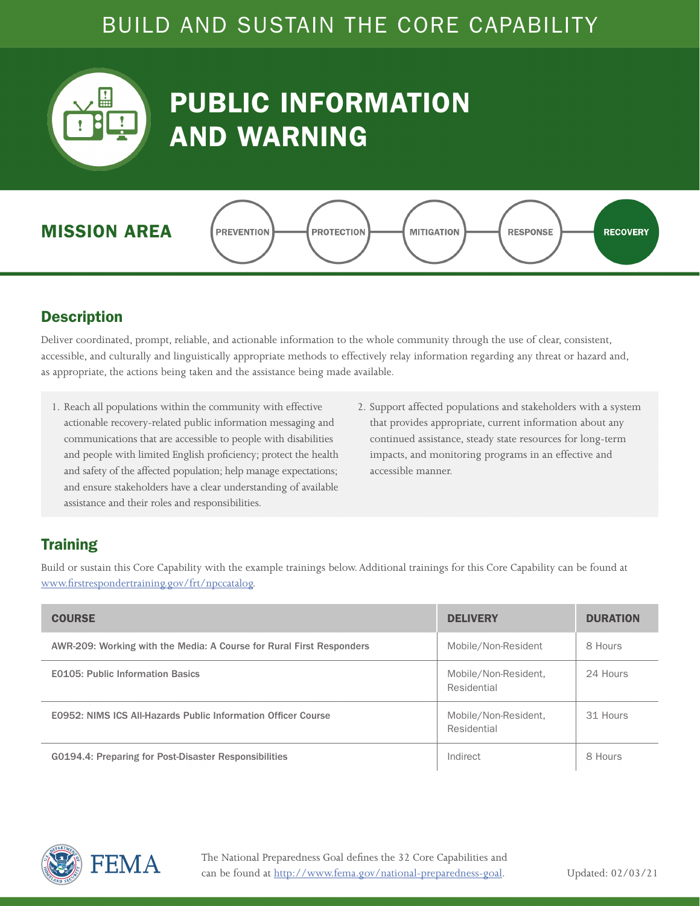BUILD AND SUSTAIN THE CORE CAPABILITY

# PUBLIC INFORMATION AND WARNING

## MISSION AREA

PREVENTION — PROTECTION — MITIGATION — RESPONSE — **RECOVERY**

## Description

Deliver coordinated, prompt, reliable, and actionable information to the whole community through the use of clear, consistent, accessible, and culturally and linguistically appropriate methods to effectively relay information regarding any threat or hazard and, as appropriate, the actions being taken and the assistance being made available.

1. Reach all populations within the community with effective actionable recovery-related public information messaging and communications that are accessible to people with disabilities and people with limited English proficiency; protect the health and safety of the affected population; help manage expectations; and ensure stakeholders have a clear understanding of available assistance and their roles and responsibilities.
2. Support affected populations and stakeholders with a system that provides appropriate, current information about any continued assistance, steady state resources for long-term impacts, and monitoring programs in an effective and accessible manner.

## Training

Build or sustain this Core Capability with the example trainings below. Additional trainings for this Core Capability can be found at www.firstrespondertraining.gov/frt/npccatalog.

| COURSE | DELIVERY | DURATION |
|---|---|---|
| AWR-209: Working with the Media: A Course for Rural First Responders | Mobile/Non-Resident | 8 Hours |
| E0105: Public Information Basics | Mobile/Non-Resident, Residential | 24 Hours |
| E0952: NIMS ICS All-Hazards Public Information Officer Course | Mobile/Non-Resident, Residential | 31 Hours |
| G0194.4: Preparing for Post-Disaster Responsibilities | Indirect | 8 Hours |

FEMA

The National Preparedness Goal defines the 32 Core Capabilities and can be found at http://www.fema.gov/national-preparedness-goal.

Updated: 02/03/21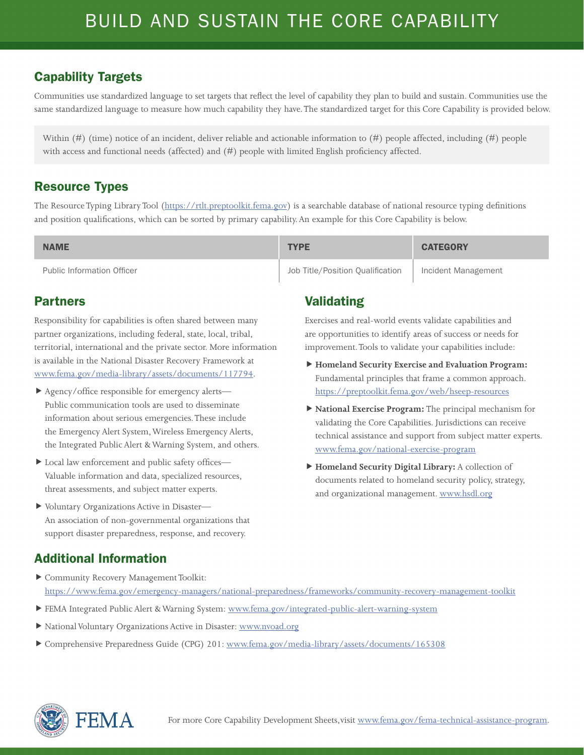# BUILD AND SUSTAIN THE CORE CAPABILITY

## Capability Targets

Communities use standardized language to set targets that reflect the level of capability they plan to build and sustain. Communities use the same standardized language to measure how much capability they have. The standardized target for this Core Capability is provided below.

> Within (#) (time) notice of an incident, deliver reliable and actionable information to (#) people affected, including (#) people with access and functional needs (affected) and (#) people with limited English proficiency affected.

## Resource Types

The Resource Typing Library Tool (https://rtlt.preptoolkit.fema.gov) is a searchable database of national resource typing definitions and position qualifications, which can be sorted by primary capability. An example for this Core Capability is below.

| NAME | TYPE | CATEGORY |
|---|---|---|
| Public Information Officer | Job Title/Position Qualification | Incident Management |

## Partners

Responsibility for capabilities is often shared between many partner organizations, including federal, state, local, tribal, territorial, international and the private sector. More information is available in the National Disaster Recovery Framework at www.fema.gov/media-library/assets/documents/117794.

- Agency/office responsible for emergency alerts—Public communication tools are used to disseminate information about serious emergencies. These include the Emergency Alert System, Wireless Emergency Alerts, the Integrated Public Alert & Warning System, and others.
- Local law enforcement and public safety offices—Valuable information and data, specialized resources, threat assessments, and subject matter experts.
- Voluntary Organizations Active in Disaster—An association of non-governmental organizations that support disaster preparedness, response, and recovery.

## Validating

Exercises and real-world events validate capabilities and are opportunities to identify areas of success or needs for improvement. Tools to validate your capabilities include:

- **Homeland Security Exercise and Evaluation Program:** Fundamental principles that frame a common approach. https://preptoolkit.fema.gov/web/hseep-resources
- **National Exercise Program:** The principal mechanism for validating the Core Capabilities. Jurisdictions can receive technical assistance and support from subject matter experts. www.fema.gov/national-exercise-program
- **Homeland Security Digital Library:** A collection of documents related to homeland security policy, strategy, and organizational management. www.hsdl.org

## Additional Information

- Community Recovery Management Toolkit: https://www.fema.gov/emergency-managers/national-preparedness/frameworks/community-recovery-management-toolkit
- FEMA Integrated Public Alert & Warning System: www.fema.gov/integrated-public-alert-warning-system
- National Voluntary Organizations Active in Disaster: www.nvoad.org
- Comprehensive Preparedness Guide (CPG) 201: www.fema.gov/media-library/assets/documents/165308

For more Core Capability Development Sheets, visit www.fema.gov/fema-technical-assistance-program.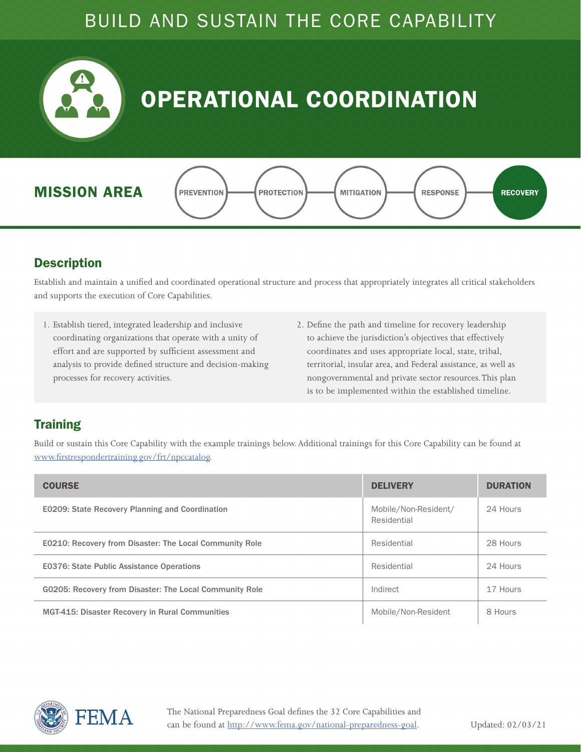BUILD AND SUSTAIN THE CORE CAPABILITY

# OPERATIONAL COORDINATION

## MISSION AREA

PREVENTION — PROTECTION — MITIGATION — RESPONSE — **RECOVERY**

## Description

Establish and maintain a unified and coordinated operational structure and process that appropriately integrates all critical stakeholders and supports the execution of Core Capabilities.

1. Establish tiered, integrated leadership and inclusive coordinating organizations that operate with a unity of effort and are supported by sufficient assessment and analysis to provide defined structure and decision-making processes for recovery activities.
2. Define the path and timeline for recovery leadership to achieve the jurisdiction's objectives that effectively coordinates and uses appropriate local, state, tribal, territorial, insular area, and Federal assistance, as well as nongovernmental and private sector resources. This plan is to be implemented within the established timeline.

## Training

Build or sustain this Core Capability with the example trainings below. Additional trainings for this Core Capability can be found at www.firstrespondertraining.gov/frt/npccatalog.

| COURSE | DELIVERY | DURATION |
|---|---|---|
| E0209: State Recovery Planning and Coordination | Mobile/Non-Resident/ Residential | 24 Hours |
| E0210: Recovery from Disaster: The Local Community Role | Residential | 28 Hours |
| E0376: State Public Assistance Operations | Residential | 24 Hours |
| G0205: Recovery from Disaster: The Local Community Role | Indirect | 17 Hours |
| MGT-415: Disaster Recovery in Rural Communities | Mobile/Non-Resident | 8 Hours |

The National Preparedness Goal defines the 32 Core Capabilities and can be found at http://www.fema.gov/national-preparedness-goal.

Updated: 02/03/21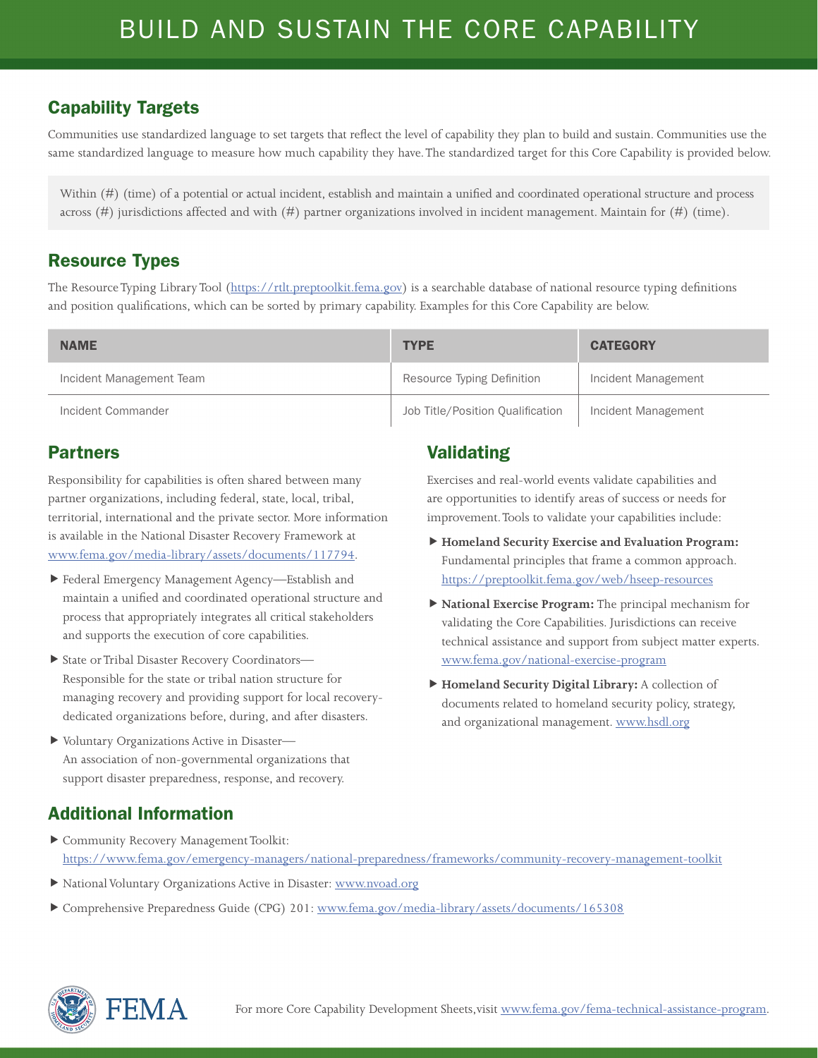# BUILD AND SUSTAIN THE CORE CAPABILITY

## Capability Targets

Communities use standardized language to set targets that reflect the level of capability they plan to build and sustain. Communities use the same standardized language to measure how much capability they have. The standardized target for this Core Capability is provided below.

> Within (#) (time) of a potential or actual incident, establish and maintain a unified and coordinated operational structure and process across (#) jurisdictions affected and with (#) partner organizations involved in incident management. Maintain for (#) (time).

## Resource Types

The Resource Typing Library Tool (https://rtlt.preptoolkit.fema.gov) is a searchable database of national resource typing definitions and position qualifications, which can be sorted by primary capability. Examples for this Core Capability are below.

| NAME | TYPE | CATEGORY |
|---|---|---|
| Incident Management Team | Resource Typing Definition | Incident Management |
| Incident Commander | Job Title/Position Qualification | Incident Management |

## Partners

Responsibility for capabilities is often shared between many partner organizations, including federal, state, local, tribal, territorial, international and the private sector. More information is available in the National Disaster Recovery Framework at www.fema.gov/media-library/assets/documents/117794.

- Federal Emergency Management Agency—Establish and maintain a unified and coordinated operational structure and process that appropriately integrates all critical stakeholders and supports the execution of core capabilities.
- State or Tribal Disaster Recovery Coordinators—Responsible for the state or tribal nation structure for managing recovery and providing support for local recovery-dedicated organizations before, during, and after disasters.
- Voluntary Organizations Active in Disaster—An association of non-governmental organizations that support disaster preparedness, response, and recovery.

## Validating

Exercises and real-world events validate capabilities and are opportunities to identify areas of success or needs for improvement. Tools to validate your capabilities include:

- **Homeland Security Exercise and Evaluation Program:** Fundamental principles that frame a common approach. https://preptoolkit.fema.gov/web/hseep-resources
- **National Exercise Program:** The principal mechanism for validating the Core Capabilities. Jurisdictions can receive technical assistance and support from subject matter experts. www.fema.gov/national-exercise-program
- **Homeland Security Digital Library:** A collection of documents related to homeland security policy, strategy, and organizational management. www.hsdl.org

## Additional Information

- Community Recovery Management Toolkit: https://www.fema.gov/emergency-managers/national-preparedness/frameworks/community-recovery-management-toolkit
- National Voluntary Organizations Active in Disaster: www.nvoad.org
- Comprehensive Preparedness Guide (CPG) 201: www.fema.gov/media-library/assets/documents/165308

For more Core Capability Development Sheets, visit www.fema.gov/fema-technical-assistance-program.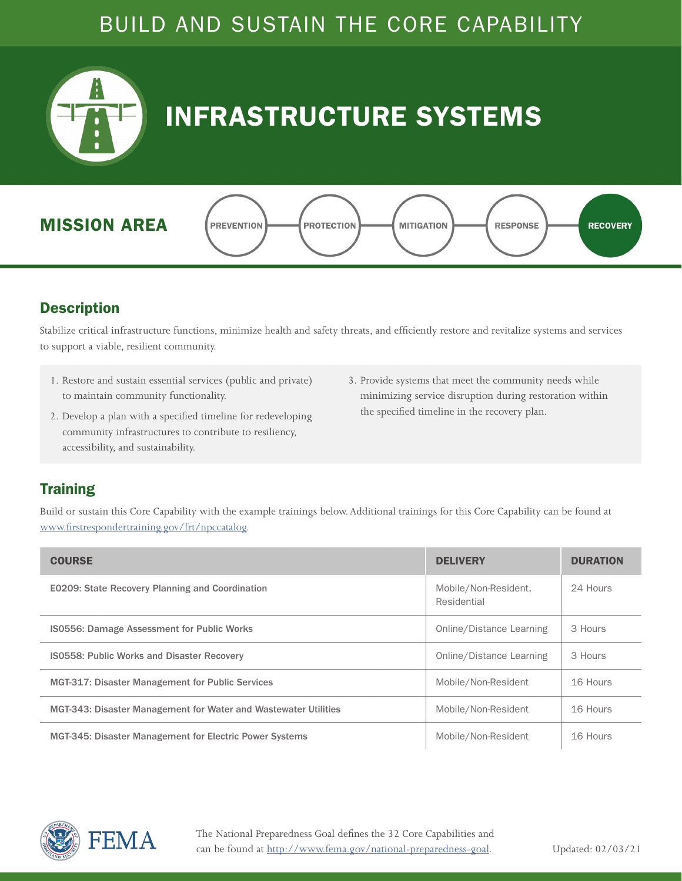BUILD AND SUSTAIN THE CORE CAPABILITY

# INFRASTRUCTURE SYSTEMS

## MISSION AREA

PREVENTION — PROTECTION — MITIGATION — RESPONSE — **RECOVERY**

## Description

Stabilize critical infrastructure functions, minimize health and safety threats, and efficiently restore and revitalize systems and services to support a viable, resilient community.

1. Restore and sustain essential services (public and private) to maintain community functionality.
2. Develop a plan with a specified timeline for redeveloping community infrastructures to contribute to resiliency, accessibility, and sustainability.
3. Provide systems that meet the community needs while minimizing service disruption during restoration within the specified timeline in the recovery plan.

## Training

Build or sustain this Core Capability with the example trainings below. Additional trainings for this Core Capability can be found at www.firstrespondertraining.gov/frt/npccatalog.

| COURSE | DELIVERY | DURATION |
|---|---|---|
| E0209: State Recovery Planning and Coordination | Mobile/Non-Resident, Residential | 24 Hours |
| IS0556: Damage Assessment for Public Works | Online/Distance Learning | 3 Hours |
| IS0558: Public Works and Disaster Recovery | Online/Distance Learning | 3 Hours |
| MGT-317: Disaster Management for Public Services | Mobile/Non-Resident | 16 Hours |
| MGT-343: Disaster Management for Water and Wastewater Utilities | Mobile/Non-Resident | 16 Hours |
| MGT-345: Disaster Management for Electric Power Systems | Mobile/Non-Resident | 16 Hours |

FEMA

The National Preparedness Goal defines the 32 Core Capabilities and can be found at http://www.fema.gov/national-preparedness-goal.

Updated: 02/03/21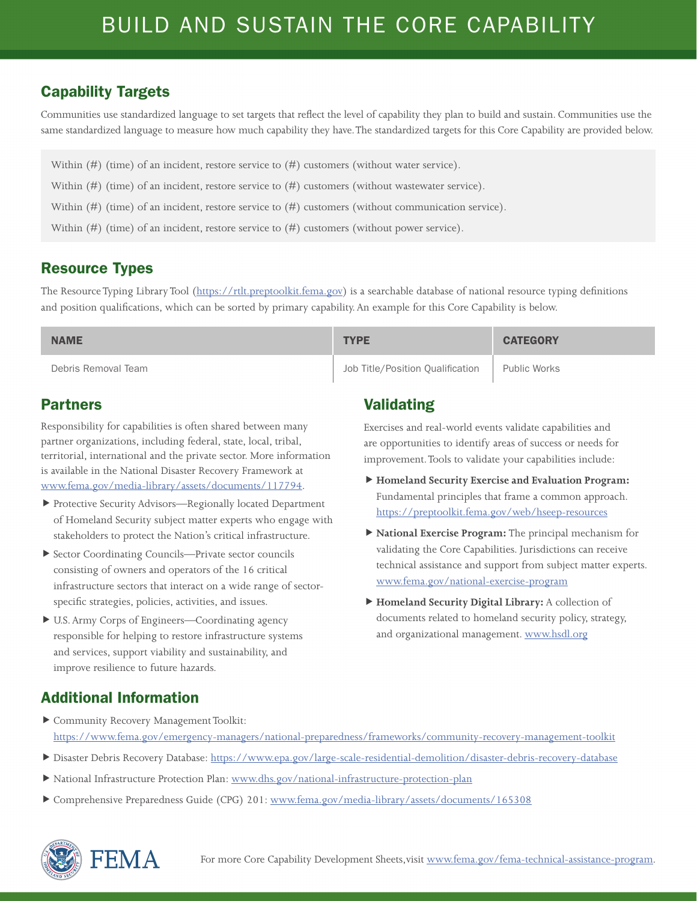# BUILD AND SUSTAIN THE CORE CAPABILITY

## Capability Targets

Communities use standardized language to set targets that reflect the level of capability they plan to build and sustain. Communities use the same standardized language to measure how much capability they have. The standardized targets for this Core Capability are provided below.

Within (#) (time) of an incident, restore service to (#) customers (without water service).

Within (#) (time) of an incident, restore service to (#) customers (without wastewater service).

Within (#) (time) of an incident, restore service to (#) customers (without communication service).

Within (#) (time) of an incident, restore service to (#) customers (without power service).

## Resource Types

The Resource Typing Library Tool (https://rtlt.preptoolkit.fema.gov) is a searchable database of national resource typing definitions and position qualifications, which can be sorted by primary capability. An example for this Core Capability is below.

| NAME | TYPE | CATEGORY |
|---|---|---|
| Debris Removal Team | Job Title/Position Qualification | Public Works |

## Partners

Responsibility for capabilities is often shared between many partner organizations, including federal, state, local, tribal, territorial, international and the private sector. More information is available in the National Disaster Recovery Framework at www.fema.gov/media-library/assets/documents/117794.

- Protective Security Advisors—Regionally located Department of Homeland Security subject matter experts who engage with stakeholders to protect the Nation's critical infrastructure.
- Sector Coordinating Councils—Private sector councils consisting of owners and operators of the 16 critical infrastructure sectors that interact on a wide range of sector-specific strategies, policies, activities, and issues.
- U.S. Army Corps of Engineers—Coordinating agency responsible for helping to restore infrastructure systems and services, support viability and sustainability, and improve resilience to future hazards.

## Validating

Exercises and real-world events validate capabilities and are opportunities to identify areas of success or needs for improvement. Tools to validate your capabilities include:

- **Homeland Security Exercise and Evaluation Program:** Fundamental principles that frame a common approach. https://preptoolkit.fema.gov/web/hseep-resources
- **National Exercise Program:** The principal mechanism for validating the Core Capabilities. Jurisdictions can receive technical assistance and support from subject matter experts. www.fema.gov/national-exercise-program
- **Homeland Security Digital Library:** A collection of documents related to homeland security policy, strategy, and organizational management. www.hsdl.org

## Additional Information

- Community Recovery Management Toolkit: https://www.fema.gov/emergency-managers/national-preparedness/frameworks/community-recovery-management-toolkit
- Disaster Debris Recovery Database: https://www.epa.gov/large-scale-residential-demolition/disaster-debris-recovery-database
- National Infrastructure Protection Plan: www.dhs.gov/national-infrastructure-protection-plan
- Comprehensive Preparedness Guide (CPG) 201: www.fema.gov/media-library/assets/documents/165308

For more Core Capability Development Sheets, visit www.fema.gov/fema-technical-assistance-program.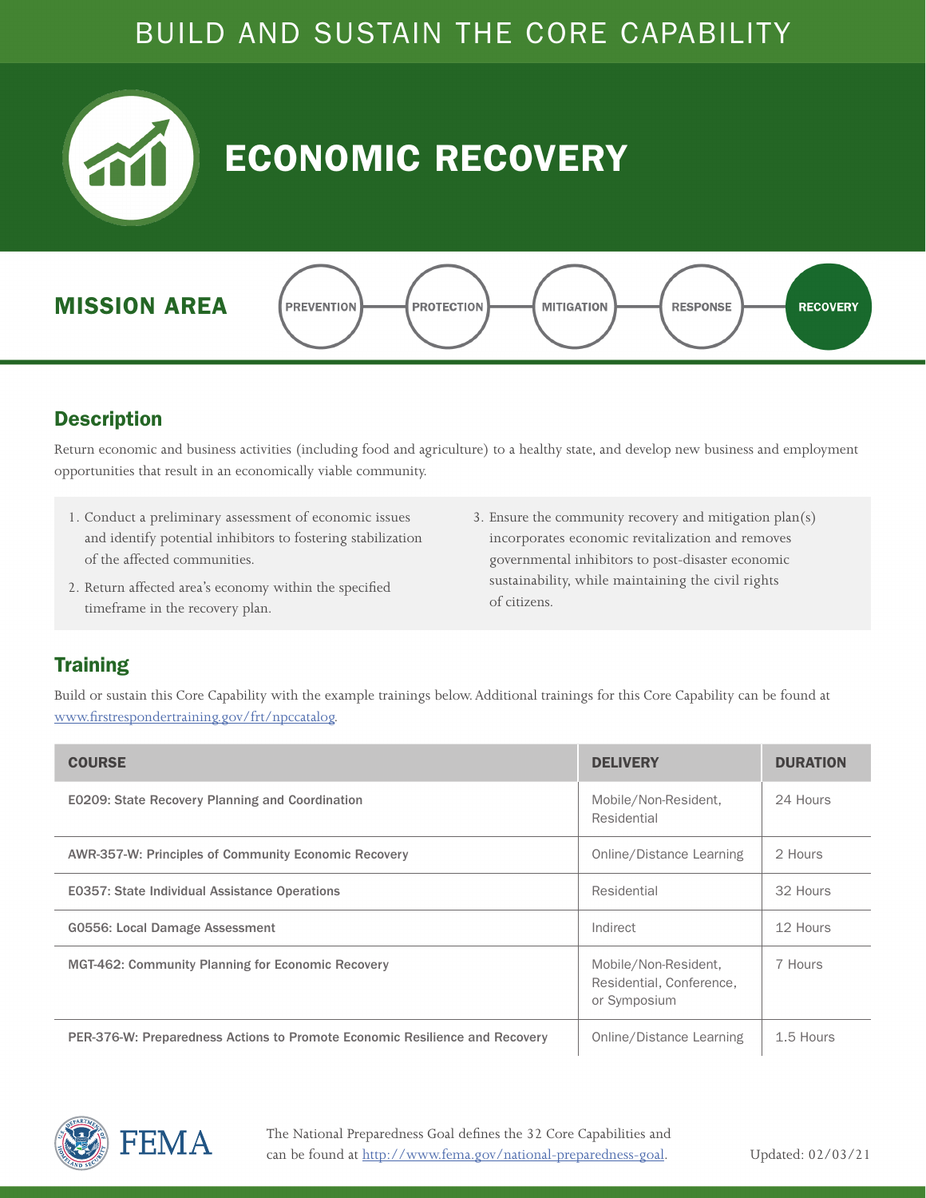BUILD AND SUSTAIN THE CORE CAPABILITY

# ECONOMIC RECOVERY

**MISSION AREA**

PREVENTION — PROTECTION — MITIGATION — RESPONSE — **RECOVERY**

## Description

Return economic and business activities (including food and agriculture) to a healthy state, and develop new business and employment opportunities that result in an economically viable community.

1. Conduct a preliminary assessment of economic issues and identify potential inhibitors to fostering stabilization of the affected communities.
2. Return affected area's economy within the specified timeframe in the recovery plan.
3. Ensure the community recovery and mitigation plan(s) incorporates economic revitalization and removes governmental inhibitors to post-disaster economic sustainability, while maintaining the civil rights of citizens.

## Training

Build or sustain this Core Capability with the example trainings below. Additional trainings for this Core Capability can be found at www.firstrespondertraining.gov/frt/npccatalog.

| COURSE | DELIVERY | DURATION |
|---|---|---|
| E0209: State Recovery Planning and Coordination | Mobile/Non-Resident, Residential | 24 Hours |
| AWR-357-W: Principles of Community Economic Recovery | Online/Distance Learning | 2 Hours |
| E0357: State Individual Assistance Operations | Residential | 32 Hours |
| G0556: Local Damage Assessment | Indirect | 12 Hours |
| MGT-462: Community Planning for Economic Recovery | Mobile/Non-Resident, Residential, Conference, or Symposium | 7 Hours |
| PER-376-W: Preparedness Actions to Promote Economic Resilience and Recovery | Online/Distance Learning | 1.5 Hours |

FEMA

The National Preparedness Goal defines the 32 Core Capabilities and can be found at http://www.fema.gov/national-preparedness-goal.

Updated: 02/03/21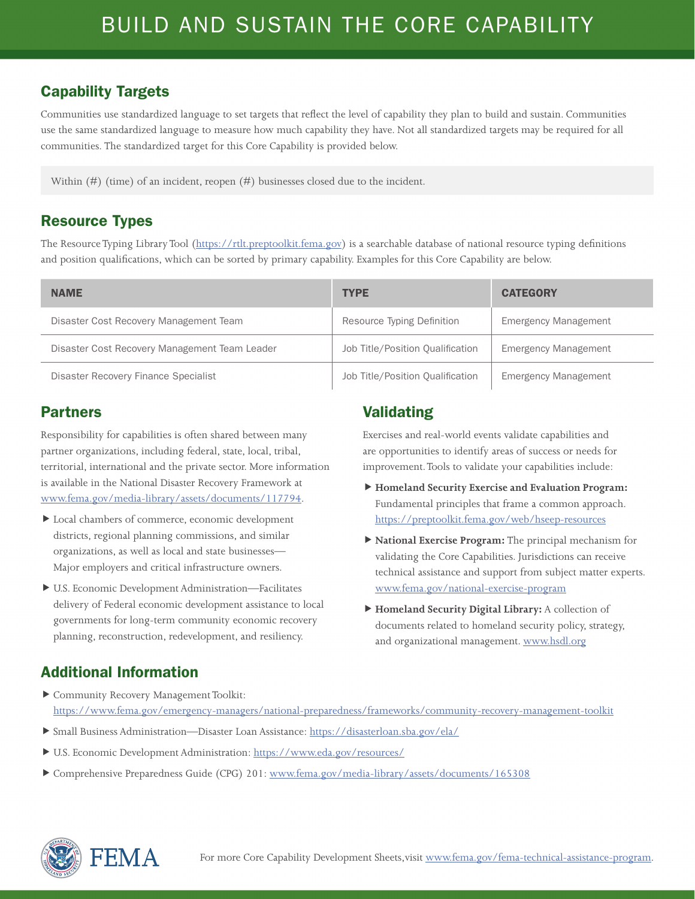# BUILD AND SUSTAIN THE CORE CAPABILITY

## Capability Targets

Communities use standardized language to set targets that reflect the level of capability they plan to build and sustain. Communities use the same standardized language to measure how much capability they have. Not all standardized targets may be required for all communities. The standardized target for this Core Capability is provided below.

Within (#) (time) of an incident, reopen (#) businesses closed due to the incident.

## Resource Types

The Resource Typing Library Tool (https://rtlt.preptoolkit.fema.gov) is a searchable database of national resource typing definitions and position qualifications, which can be sorted by primary capability. Examples for this Core Capability are below.

| NAME | TYPE | CATEGORY |
|---|---|---|
| Disaster Cost Recovery Management Team | Resource Typing Definition | Emergency Management |
| Disaster Cost Recovery Management Team Leader | Job Title/Position Qualification | Emergency Management |
| Disaster Recovery Finance Specialist | Job Title/Position Qualification | Emergency Management |

## Partners

Responsibility for capabilities is often shared between many partner organizations, including federal, state, local, tribal, territorial, international and the private sector. More information is available in the National Disaster Recovery Framework at www.fema.gov/media-library/assets/documents/117794.

- Local chambers of commerce, economic development districts, regional planning commissions, and similar organizations, as well as local and state businesses—Major employers and critical infrastructure owners.
- U.S. Economic Development Administration—Facilitates delivery of Federal economic development assistance to local governments for long-term community economic recovery planning, reconstruction, redevelopment, and resiliency.

## Validating

Exercises and real-world events validate capabilities and are opportunities to identify areas of success or needs for improvement. Tools to validate your capabilities include:

- **Homeland Security Exercise and Evaluation Program:** Fundamental principles that frame a common approach. https://preptoolkit.fema.gov/web/hseep-resources
- **National Exercise Program:** The principal mechanism for validating the Core Capabilities. Jurisdictions can receive technical assistance and support from subject matter experts. www.fema.gov/national-exercise-program
- **Homeland Security Digital Library:** A collection of documents related to homeland security policy, strategy, and organizational management. www.hsdl.org

## Additional Information

- Community Recovery Management Toolkit: https://www.fema.gov/emergency-managers/national-preparedness/frameworks/community-recovery-management-toolkit
- Small Business Administration—Disaster Loan Assistance: https://disasterloan.sba.gov/ela/
- U.S. Economic Development Administration: https://www.eda.gov/resources/
- Comprehensive Preparedness Guide (CPG) 201: www.fema.gov/media-library/assets/documents/165308

For more Core Capability Development Sheets, visit www.fema.gov/fema-technical-assistance-program.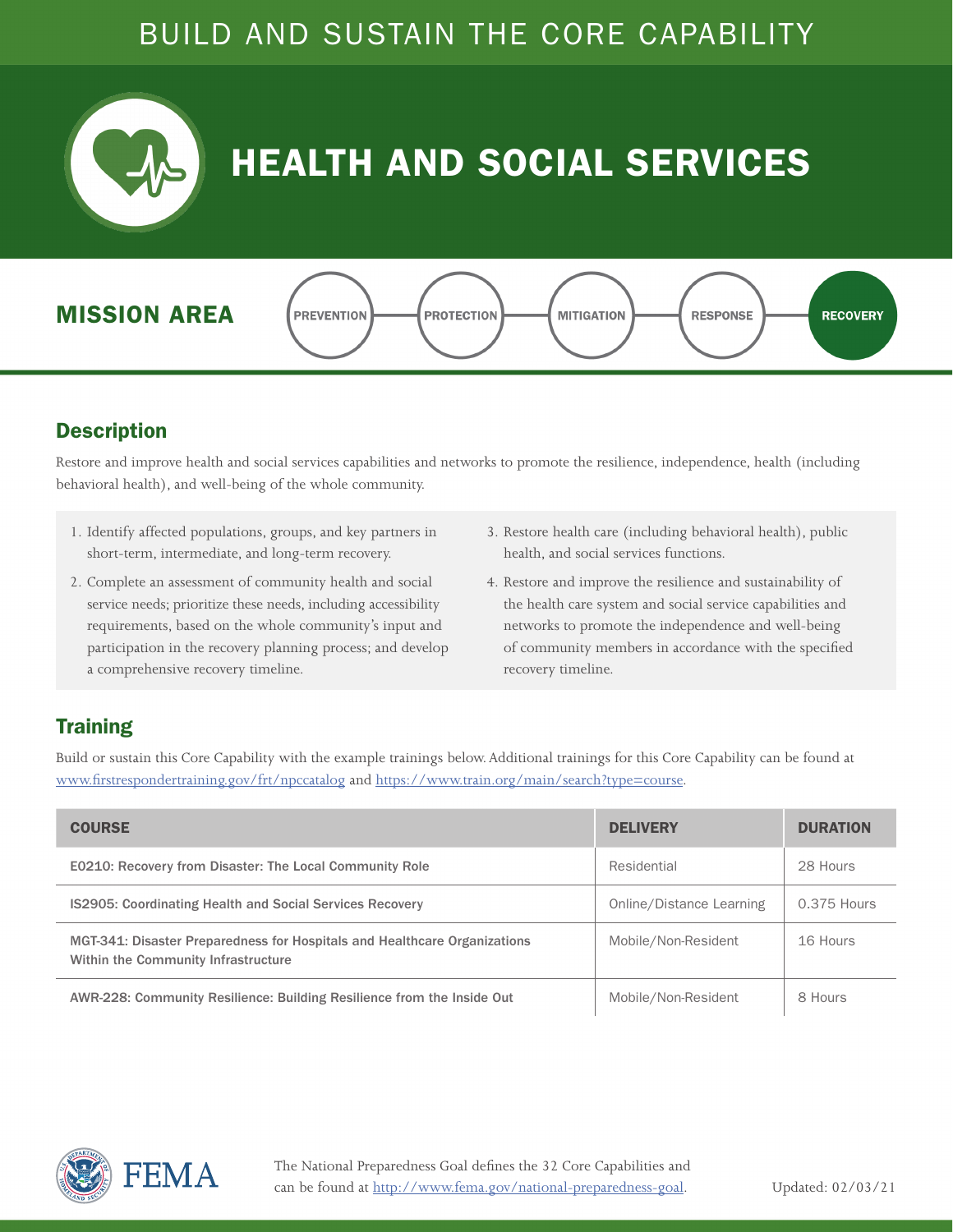# BUILD AND SUSTAIN THE CORE CAPABILITY

# HEALTH AND SOCIAL SERVICES

## MISSION AREA

PREVENTION — PROTECTION — MITIGATION — RESPONSE — **RECOVERY**

## Description

Restore and improve health and social services capabilities and networks to promote the resilience, independence, health (including behavioral health), and well-being of the whole community.

1. Identify affected populations, groups, and key partners in short-term, intermediate, and long-term recovery.
2. Complete an assessment of community health and social service needs; prioritize these needs, including accessibility requirements, based on the whole community's input and participation in the recovery planning process; and develop a comprehensive recovery timeline.
3. Restore health care (including behavioral health), public health, and social services functions.
4. Restore and improve the resilience and sustainability of the health care system and social service capabilities and networks to promote the independence and well-being of community members in accordance with the specified recovery timeline.

## Training

Build or sustain this Core Capability with the example trainings below. Additional trainings for this Core Capability can be found at www.firstrespondertraining.gov/frt/npccatalog and https://www.train.org/main/search?type=course.

| COURSE | DELIVERY | DURATION |
|---|---|---|
| E0210: Recovery from Disaster: The Local Community Role | Residential | 28 Hours |
| IS2905: Coordinating Health and Social Services Recovery | Online/Distance Learning | 0.375 Hours |
| MGT-341: Disaster Preparedness for Hospitals and Healthcare Organizations Within the Community Infrastructure | Mobile/Non-Resident | 16 Hours |
| AWR-228: Community Resilience: Building Resilience from the Inside Out | Mobile/Non-Resident | 8 Hours |

FEMA

The National Preparedness Goal defines the 32 Core Capabilities and can be found at http://www.fema.gov/national-preparedness-goal.

Updated: 02/03/21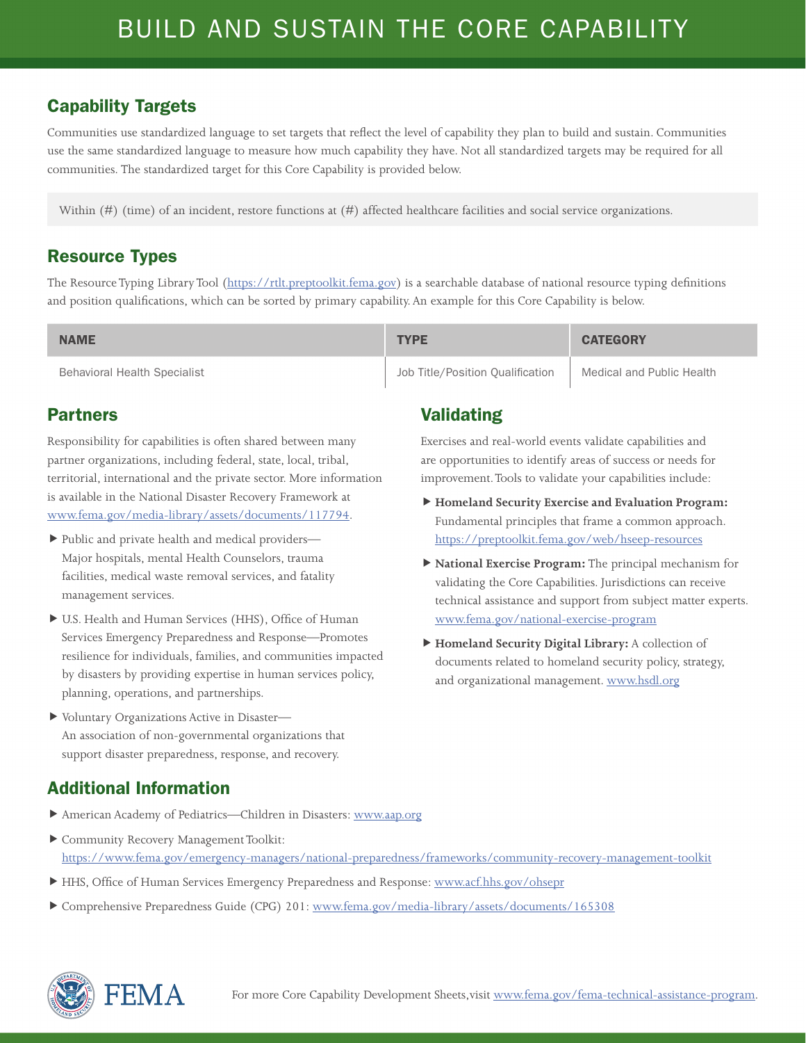# BUILD AND SUSTAIN THE CORE CAPABILITY

## Capability Targets

Communities use standardized language to set targets that reflect the level of capability they plan to build and sustain. Communities use the same standardized language to measure how much capability they have. Not all standardized targets may be required for all communities. The standardized target for this Core Capability is provided below.

Within (#) (time) of an incident, restore functions at (#) affected healthcare facilities and social service organizations.

## Resource Types

The Resource Typing Library Tool (https://rtlt.preptoolkit.fema.gov) is a searchable database of national resource typing definitions and position qualifications, which can be sorted by primary capability. An example for this Core Capability is below.

| NAME | TYPE | CATEGORY |
|---|---|---|
| Behavioral Health Specialist | Job Title/Position Qualification | Medical and Public Health |

## Partners

Responsibility for capabilities is often shared between many partner organizations, including federal, state, local, tribal, territorial, international and the private sector. More information is available in the National Disaster Recovery Framework at www.fema.gov/media-library/assets/documents/117794.

- Public and private health and medical providers—Major hospitals, mental Health Counselors, trauma facilities, medical waste removal services, and fatality management services.
- U.S. Health and Human Services (HHS), Office of Human Services Emergency Preparedness and Response—Promotes resilience for individuals, families, and communities impacted by disasters by providing expertise in human services policy, planning, operations, and partnerships.
- Voluntary Organizations Active in Disaster—An association of non-governmental organizations that support disaster preparedness, response, and recovery.

## Validating

Exercises and real-world events validate capabilities and are opportunities to identify areas of success or needs for improvement. Tools to validate your capabilities include:

- **Homeland Security Exercise and Evaluation Program:** Fundamental principles that frame a common approach. https://preptoolkit.fema.gov/web/hseep-resources
- **National Exercise Program:** The principal mechanism for validating the Core Capabilities. Jurisdictions can receive technical assistance and support from subject matter experts. www.fema.gov/national-exercise-program
- **Homeland Security Digital Library:** A collection of documents related to homeland security policy, strategy, and organizational management. www.hsdl.org

## Additional Information

- American Academy of Pediatrics—Children in Disasters: www.aap.org
- Community Recovery Management Toolkit: https://www.fema.gov/emergency-managers/national-preparedness/frameworks/community-recovery-management-toolkit
- HHS, Office of Human Services Emergency Preparedness and Response: www.acf.hhs.gov/ohsepr
- Comprehensive Preparedness Guide (CPG) 201: www.fema.gov/media-library/assets/documents/165308

For more Core Capability Development Sheets, visit www.fema.gov/fema-technical-assistance-program.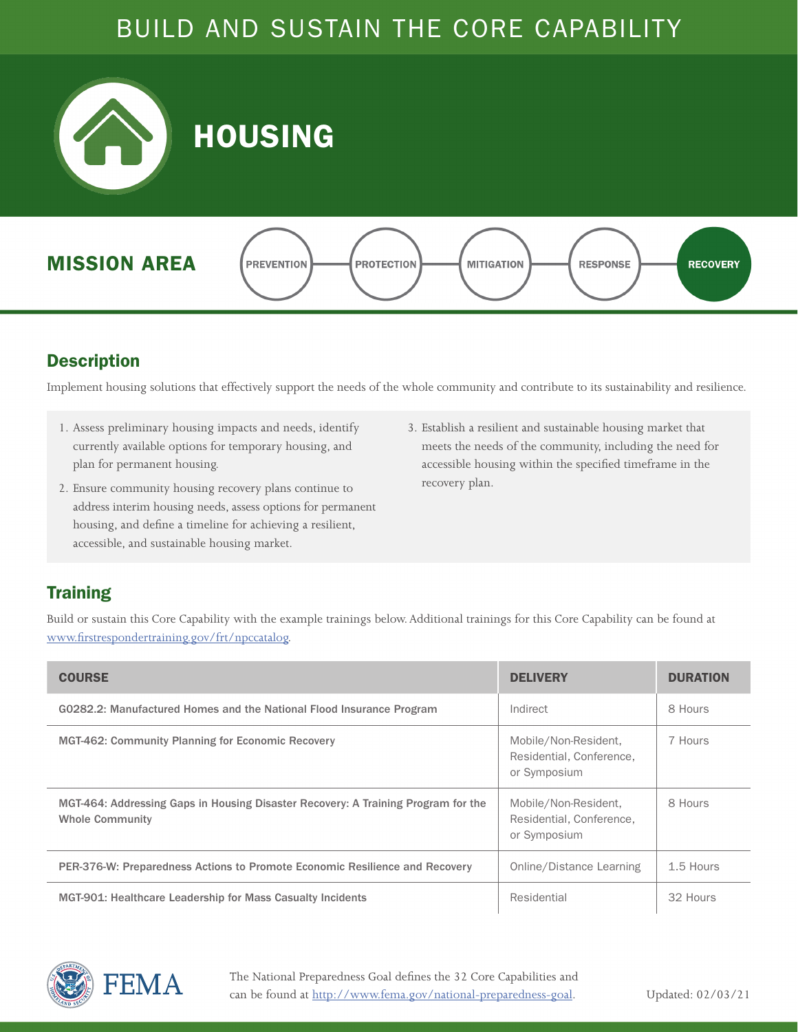# BUILD AND SUSTAIN THE CORE CAPABILITY

# HOUSING

## MISSION AREA

PREVENTION — PROTECTION — MITIGATION — RESPONSE — **RECOVERY**

## Description

Implement housing solutions that effectively support the needs of the whole community and contribute to its sustainability and resilience.

1. Assess preliminary housing impacts and needs, identify currently available options for temporary housing, and plan for permanent housing.
2. Ensure community housing recovery plans continue to address interim housing needs, assess options for permanent housing, and define a timeline for achieving a resilient, accessible, and sustainable housing market.
3. Establish a resilient and sustainable housing market that meets the needs of the community, including the need for accessible housing within the specified timeframe in the recovery plan.

## Training

Build or sustain this Core Capability with the example trainings below. Additional trainings for this Core Capability can be found at www.firstrespondertraining.gov/frt/npccatalog.

| COURSE | DELIVERY | DURATION |
|---|---|---|
| G0282.2: Manufactured Homes and the National Flood Insurance Program | Indirect | 8 Hours |
| MGT-462: Community Planning for Economic Recovery | Mobile/Non-Resident, Residential, Conference, or Symposium | 7 Hours |
| MGT-464: Addressing Gaps in Housing Disaster Recovery: A Training Program for the Whole Community | Mobile/Non-Resident, Residential, Conference, or Symposium | 8 Hours |
| PER-376-W: Preparedness Actions to Promote Economic Resilience and Recovery | Online/Distance Learning | 1.5 Hours |
| MGT-901: Healthcare Leadership for Mass Casualty Incidents | Residential | 32 Hours |

FEMA

The National Preparedness Goal defines the 32 Core Capabilities and can be found at http://www.fema.gov/national-preparedness-goal.

Updated: 02/03/21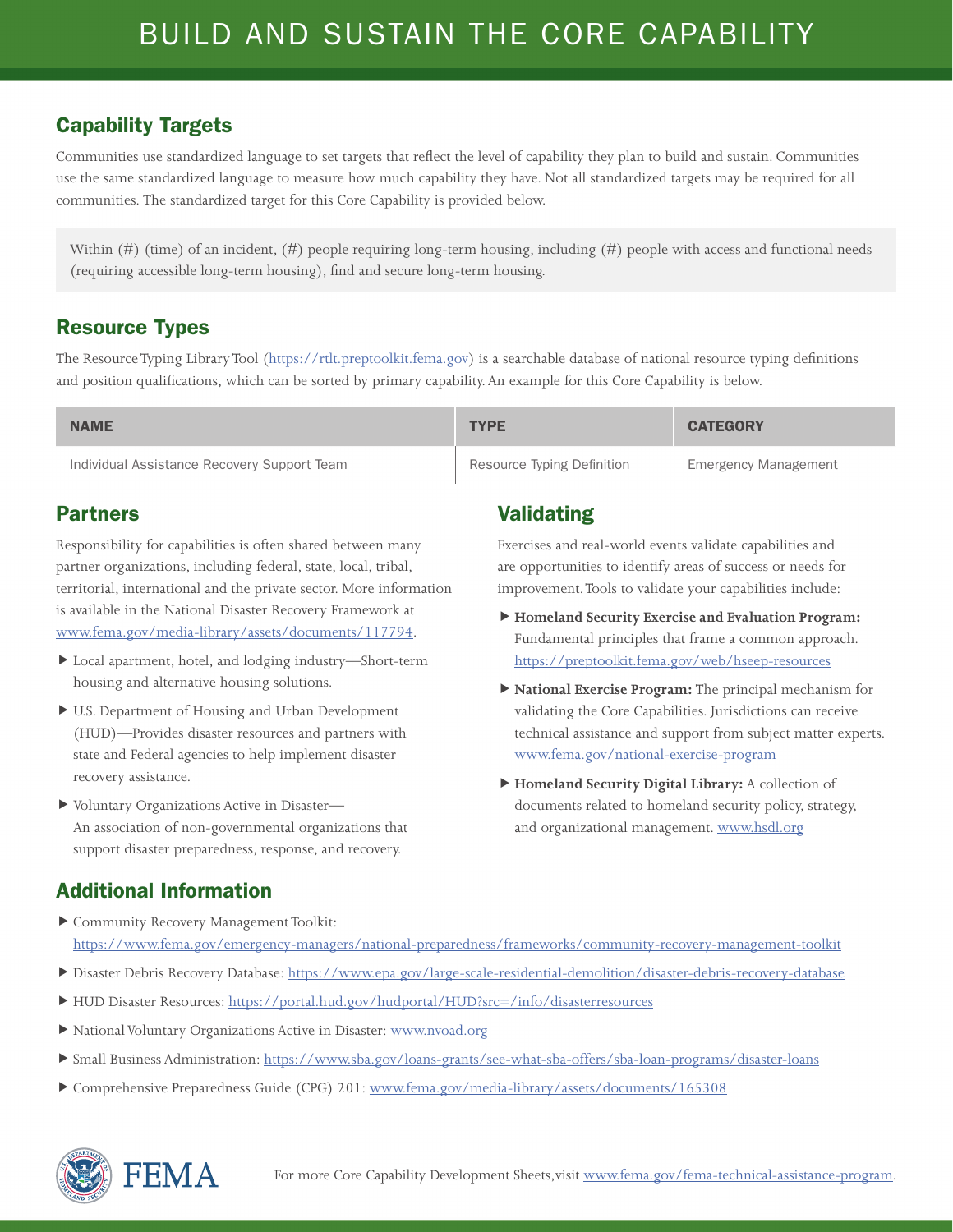# BUILD AND SUSTAIN THE CORE CAPABILITY

## Capability Targets

Communities use standardized language to set targets that reflect the level of capability they plan to build and sustain. Communities use the same standardized language to measure how much capability they have. Not all standardized targets may be required for all communities. The standardized target for this Core Capability is provided below.

> Within (#) (time) of an incident, (#) people requiring long-term housing, including (#) people with access and functional needs (requiring accessible long-term housing), find and secure long-term housing.

## Resource Types

The Resource Typing Library Tool (https://rtlt.preptoolkit.fema.gov) is a searchable database of national resource typing definitions and position qualifications, which can be sorted by primary capability. An example for this Core Capability is below.

| NAME | TYPE | CATEGORY |
|---|---|---|
| Individual Assistance Recovery Support Team | Resource Typing Definition | Emergency Management |

## Partners

Responsibility for capabilities is often shared between many partner organizations, including federal, state, local, tribal, territorial, international and the private sector. More information is available in the National Disaster Recovery Framework at www.fema.gov/media-library/assets/documents/117794.

- Local apartment, hotel, and lodging industry—Short-term housing and alternative housing solutions.
- U.S. Department of Housing and Urban Development (HUD)—Provides disaster resources and partners with state and Federal agencies to help implement disaster recovery assistance.
- Voluntary Organizations Active in Disaster—An association of non-governmental organizations that support disaster preparedness, response, and recovery.

## Validating

Exercises and real-world events validate capabilities and are opportunities to identify areas of success or needs for improvement. Tools to validate your capabilities include:

- **Homeland Security Exercise and Evaluation Program:** Fundamental principles that frame a common approach. https://preptoolkit.fema.gov/web/hseep-resources
- **National Exercise Program:** The principal mechanism for validating the Core Capabilities. Jurisdictions can receive technical assistance and support from subject matter experts. www.fema.gov/national-exercise-program
- **Homeland Security Digital Library:** A collection of documents related to homeland security policy, strategy, and organizational management. www.hsdl.org

## Additional Information

- Community Recovery Management Toolkit: https://www.fema.gov/emergency-managers/national-preparedness/frameworks/community-recovery-management-toolkit
- Disaster Debris Recovery Database: https://www.epa.gov/large-scale-residential-demolition/disaster-debris-recovery-database
- HUD Disaster Resources: https://portal.hud.gov/hudportal/HUD?src=/info/disasterresources
- National Voluntary Organizations Active in Disaster: www.nvoad.org
- Small Business Administration: https://www.sba.gov/loans-grants/see-what-sba-offers/sba-loan-programs/disaster-loans
- Comprehensive Preparedness Guide (CPG) 201: www.fema.gov/media-library/assets/documents/165308

FEMA

For more Core Capability Development Sheets, visit www.fema.gov/fema-technical-assistance-program.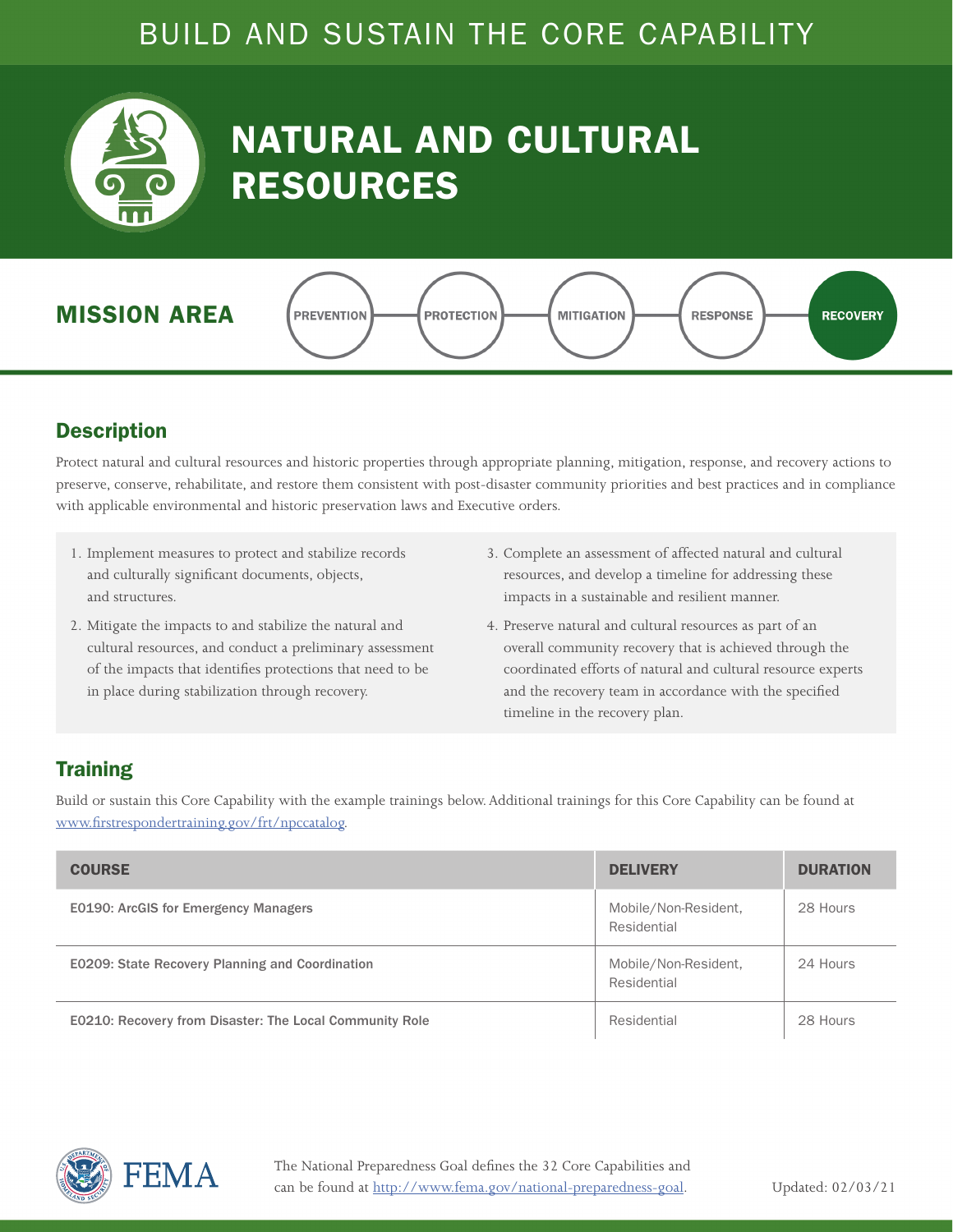BUILD AND SUSTAIN THE CORE CAPABILITY

# NATURAL AND CULTURAL RESOURCES

## MISSION AREA

PREVENTION — PROTECTION — MITIGATION — RESPONSE — **RECOVERY**

## Description

Protect natural and cultural resources and historic properties through appropriate planning, mitigation, response, and recovery actions to preserve, conserve, rehabilitate, and restore them consistent with post-disaster community priorities and best practices and in compliance with applicable environmental and historic preservation laws and Executive orders.

1. Implement measures to protect and stabilize records and culturally significant documents, objects, and structures.
2. Mitigate the impacts to and stabilize the natural and cultural resources, and conduct a preliminary assessment of the impacts that identifies protections that need to be in place during stabilization through recovery.
3. Complete an assessment of affected natural and cultural resources, and develop a timeline for addressing these impacts in a sustainable and resilient manner.
4. Preserve natural and cultural resources as part of an overall community recovery that is achieved through the coordinated efforts of natural and cultural resource experts and the recovery team in accordance with the specified timeline in the recovery plan.

## Training

Build or sustain this Core Capability with the example trainings below. Additional trainings for this Core Capability can be found at www.firstrespondertraining.gov/frt/npccatalog.

| COURSE | DELIVERY | DURATION |
|---|---|---|
| E0190: ArcGIS for Emergency Managers | Mobile/Non-Resident, Residential | 28 Hours |
| E0209: State Recovery Planning and Coordination | Mobile/Non-Resident, Residential | 24 Hours |
| E0210: Recovery from Disaster: The Local Community Role | Residential | 28 Hours |

The National Preparedness Goal defines the 32 Core Capabilities and can be found at http://www.fema.gov/national-preparedness-goal.

Updated: 02/03/21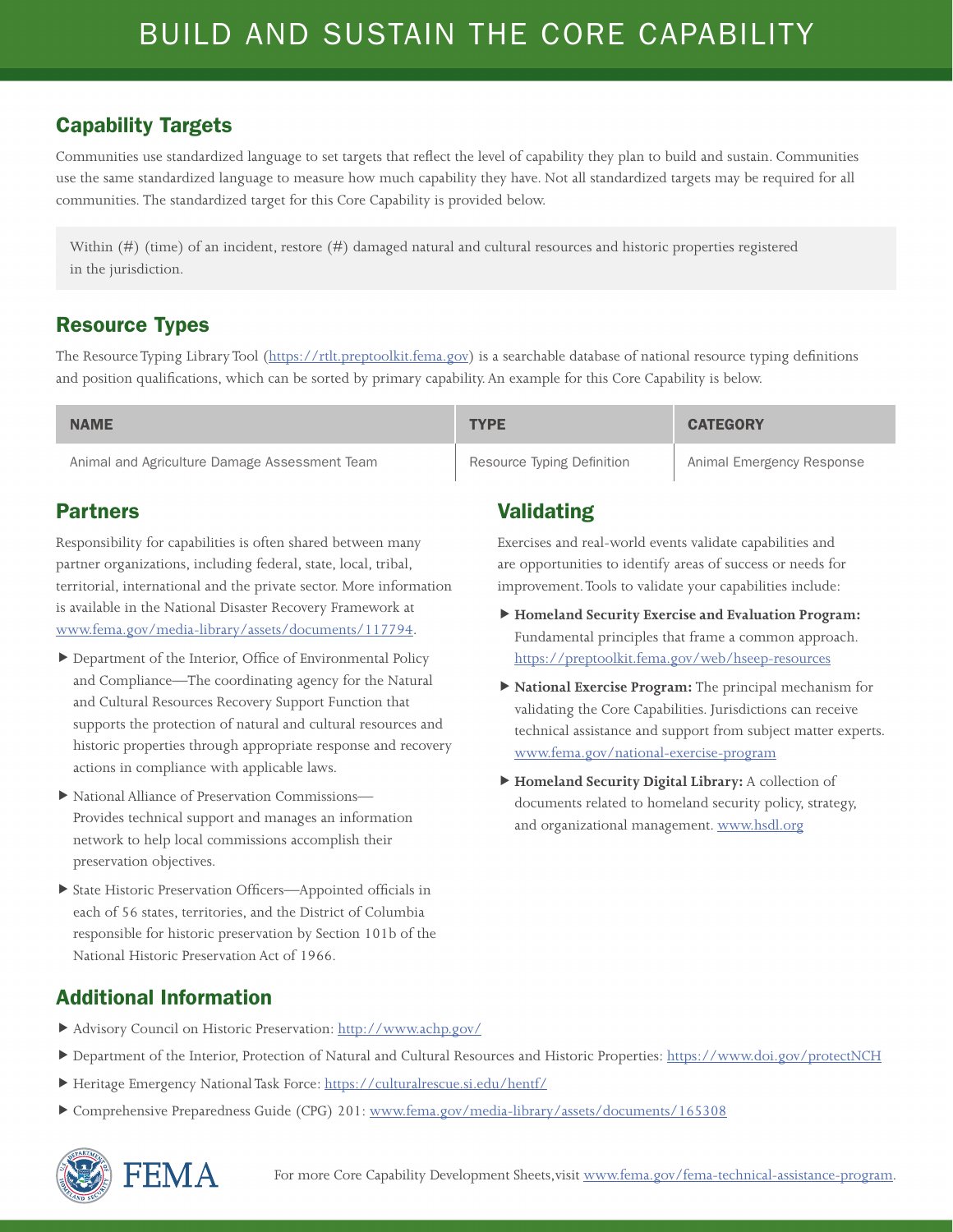# BUILD AND SUSTAIN THE CORE CAPABILITY

## Capability Targets

Communities use standardized language to set targets that reflect the level of capability they plan to build and sustain. Communities use the same standardized language to measure how much capability they have. Not all standardized targets may be required for all communities. The standardized target for this Core Capability is provided below.

> Within (#) (time) of an incident, restore (#) damaged natural and cultural resources and historic properties registered in the jurisdiction.

## Resource Types

The Resource Typing Library Tool (https://rtlt.preptoolkit.fema.gov) is a searchable database of national resource typing definitions and position qualifications, which can be sorted by primary capability. An example for this Core Capability is below.

| NAME | TYPE | CATEGORY |
|---|---|---|
| Animal and Agriculture Damage Assessment Team | Resource Typing Definition | Animal Emergency Response |

## Partners

Responsibility for capabilities is often shared between many partner organizations, including federal, state, local, tribal, territorial, international and the private sector. More information is available in the National Disaster Recovery Framework at www.fema.gov/media-library/assets/documents/117794.

- Department of the Interior, Office of Environmental Policy and Compliance—The coordinating agency for the Natural and Cultural Resources Recovery Support Function that supports the protection of natural and cultural resources and historic properties through appropriate response and recovery actions in compliance with applicable laws.
- National Alliance of Preservation Commissions—Provides technical support and manages an information network to help local commissions accomplish their preservation objectives.
- State Historic Preservation Officers—Appointed officials in each of 56 states, territories, and the District of Columbia responsible for historic preservation by Section 101b of the National Historic Preservation Act of 1966.

## Validating

Exercises and real-world events validate capabilities and are opportunities to identify areas of success or needs for improvement. Tools to validate your capabilities include:

- **Homeland Security Exercise and Evaluation Program:** Fundamental principles that frame a common approach. https://preptoolkit.fema.gov/web/hseep-resources
- **National Exercise Program:** The principal mechanism for validating the Core Capabilities. Jurisdictions can receive technical assistance and support from subject matter experts. www.fema.gov/national-exercise-program
- **Homeland Security Digital Library:** A collection of documents related to homeland security policy, strategy, and organizational management. www.hsdl.org

## Additional Information

- Advisory Council on Historic Preservation: http://www.achp.gov/
- Department of the Interior, Protection of Natural and Cultural Resources and Historic Properties: https://www.doi.gov/protectNCH
- Heritage Emergency National Task Force: https://culturalrescue.si.edu/hentf/
- Comprehensive Preparedness Guide (CPG) 201: www.fema.gov/media-library/assets/documents/165308

FEMA

For more Core Capability Development Sheets, visit www.fema.gov/fema-technical-assistance-program.